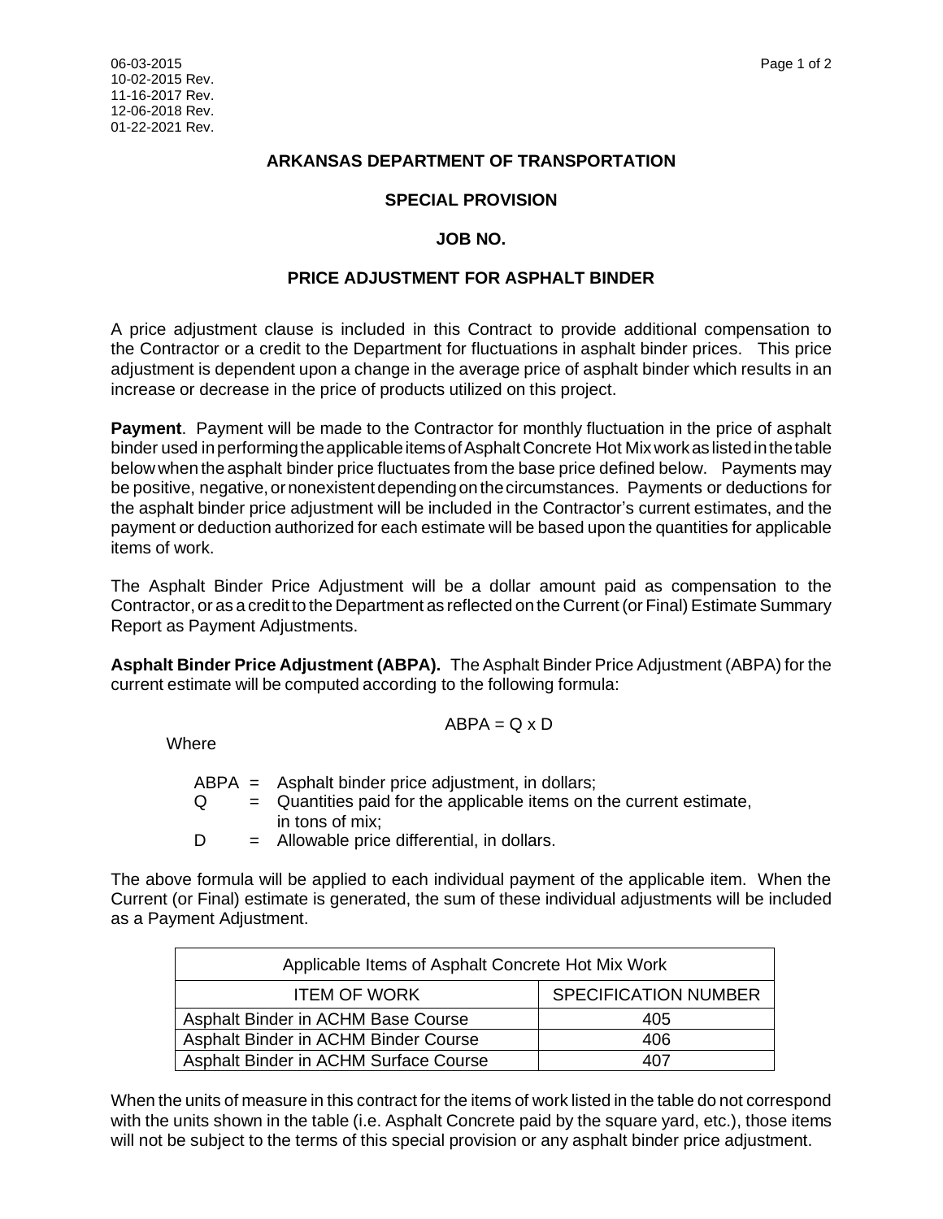06-03-2015
10-02-2015 Rev.
11-16-2017 Rev.
12-06-2018 Rev.
01-22-2021 Rev.

**ARKANSAS DEPARTMENT OF TRANSPORTATION**

**SPECIAL PROVISION**

**JOB NO.**

**PRICE ADJUSTMENT FOR ASPHALT BINDER**

A price adjustment clause is included in this Contract to provide additional compensation to the Contractor or a credit to the Department for fluctuations in asphalt binder prices. This price adjustment is dependent upon a change in the average price of asphalt binder which results in an increase or decrease in the price of products utilized on this project.

**Payment**. Payment will be made to the Contractor for monthly fluctuation in the price of asphalt binder used in performing the applicable items of Asphalt Concrete Hot Mix work as listed in the table below when the asphalt binder price fluctuates from the base price defined below. Payments may be positive, negative, or nonexistent depending on the circumstances. Payments or deductions for the asphalt binder price adjustment will be included in the Contractor's current estimates, and the payment or deduction authorized for each estimate will be based upon the quantities for applicable items of work.

The Asphalt Binder Price Adjustment will be a dollar amount paid as compensation to the Contractor, or as a credit to the Department as reflected on the Current (or Final) Estimate Summary Report as Payment Adjustments.

**Asphalt Binder Price Adjustment (ABPA).** The Asphalt Binder Price Adjustment (ABPA) for the current estimate will be computed according to the following formula:

$$ABPA = Q \times D$$

Where

- ABPA = Asphalt binder price adjustment, in dollars;
- Q = Quantities paid for the applicable items on the current estimate, in tons of mix;
- D = Allowable price differential, in dollars.

The above formula will be applied to each individual payment of the applicable item. When the Current (or Final) estimate is generated, the sum of these individual adjustments will be included as a Payment Adjustment.

| Applicable Items of Asphalt Concrete Hot Mix Work | |
|---|---|
| ITEM OF WORK | SPECIFICATION NUMBER |
| Asphalt Binder in ACHM Base Course | 405 |
| Asphalt Binder in ACHM Binder Course | 406 |
| Asphalt Binder in ACHM Surface Course | 407 |

When the units of measure in this contract for the items of work listed in the table do not correspond with the units shown in the table (i.e. Asphalt Concrete paid by the square yard, etc.), those items will not be subject to the terms of this special provision or any asphalt binder price adjustment.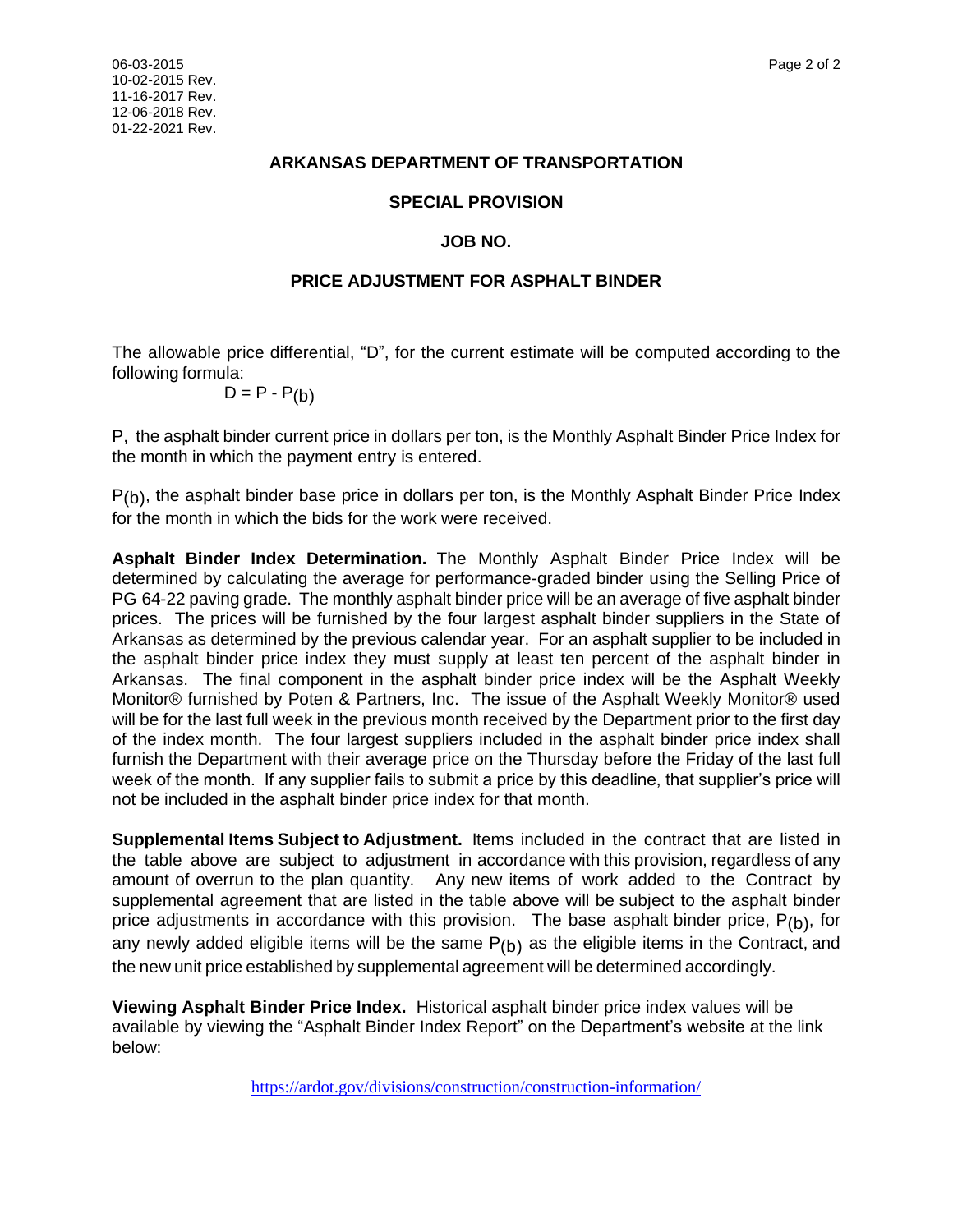06-03-2015
10-02-2015 Rev.
11-16-2017 Rev.
12-06-2018 Rev.
01-22-2021 Rev.

**ARKANSAS DEPARTMENT OF TRANSPORTATION**

**SPECIAL PROVISION**

**JOB NO.**

**PRICE ADJUSTMENT FOR ASPHALT BINDER**

The allowable price differential, "D", for the current estimate will be computed according to the following formula:

$$D = P - P_{(b)}$$

P, the asphalt binder current price in dollars per ton, is the Monthly Asphalt Binder Price Index for the month in which the payment entry is entered.

$P_{(b)}$, the asphalt binder base price in dollars per ton, is the Monthly Asphalt Binder Price Index for the month in which the bids for the work were received.

**Asphalt Binder Index Determination.** The Monthly Asphalt Binder Price Index will be determined by calculating the average for performance-graded binder using the Selling Price of PG 64-22 paving grade. The monthly asphalt binder price will be an average of five asphalt binder prices. The prices will be furnished by the four largest asphalt binder suppliers in the State of Arkansas as determined by the previous calendar year. For an asphalt supplier to be included in the asphalt binder price index they must supply at least ten percent of the asphalt binder in Arkansas. The final component in the asphalt binder price index will be the Asphalt Weekly Monitor® furnished by Poten & Partners, Inc. The issue of the Asphalt Weekly Monitor® used will be for the last full week in the previous month received by the Department prior to the first day of the index month. The four largest suppliers included in the asphalt binder price index shall furnish the Department with their average price on the Thursday before the Friday of the last full week of the month. If any supplier fails to submit a price by this deadline, that supplier's price will not be included in the asphalt binder price index for that month.

**Supplemental Items Subject to Adjustment.** Items included in the contract that are listed in the table above are subject to adjustment in accordance with this provision, regardless of any amount of overrun to the plan quantity. Any new items of work added to the Contract by supplemental agreement that are listed in the table above will be subject to the asphalt binder price adjustments in accordance with this provision. The base asphalt binder price, $P_{(b)}$, for any newly added eligible items will be the same $P_{(b)}$ as the eligible items in the Contract, and the new unit price established by supplemental agreement will be determined accordingly.

**Viewing Asphalt Binder Price Index.** Historical asphalt binder price index values will be available by viewing the "Asphalt Binder Index Report" on the Department's website at the link below:

https://ardot.gov/divisions/construction/construction-information/